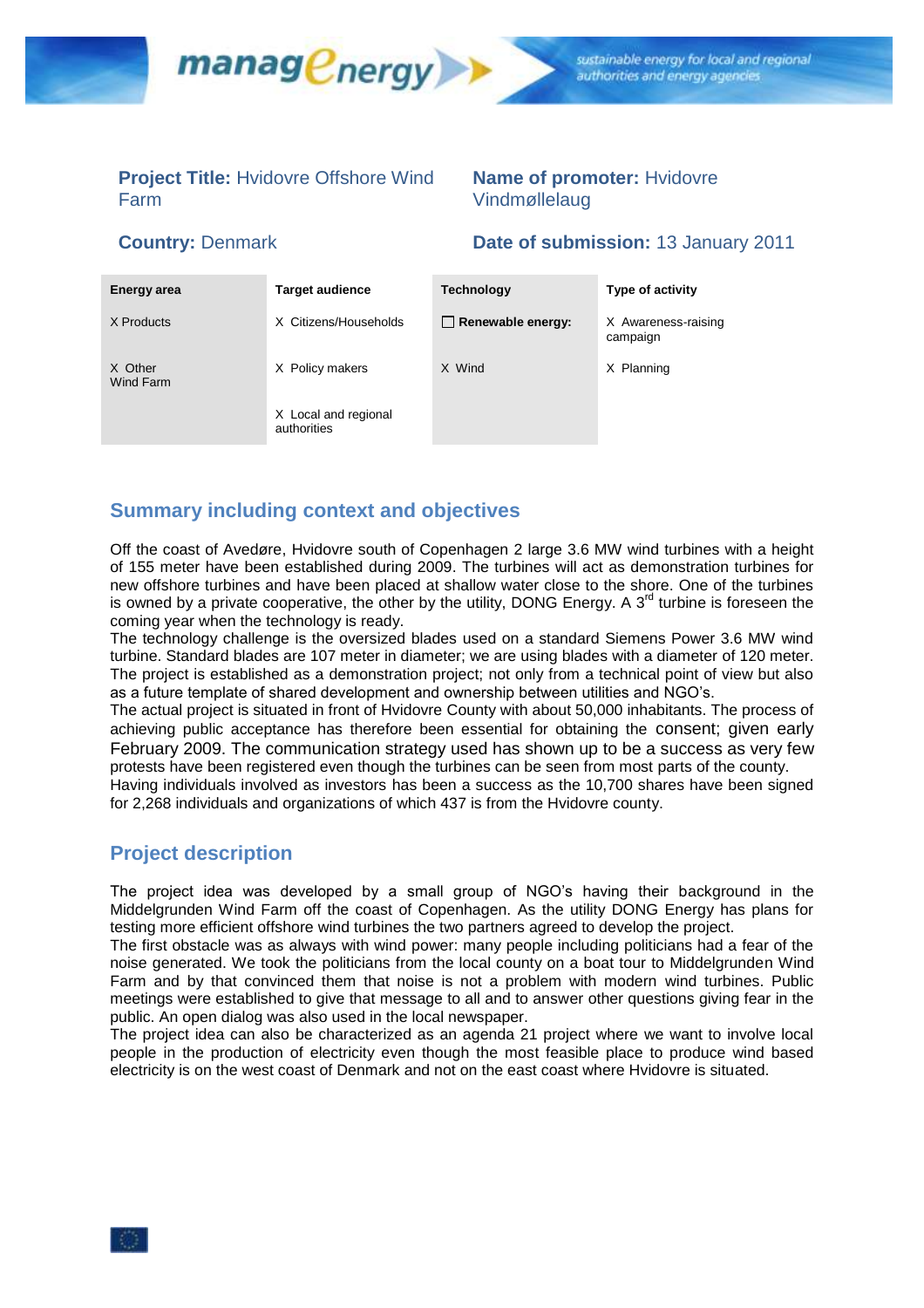**Project Title:** Hvidovre Offshore Wind Farm

**Name of promoter:** Hvidovre Vindmøllelaug

**Country:** Denmark

**Date of submission:** 13 January 2011

| Energy area | Target audience | Technology | Type of activity |
|---|---|---|---|
| X Products | X Citizens/Households | ☐ **Renewable energy:** | X Awareness-raising campaign |
| X Other Wind Farm | X Policy makers | X Wind | X Planning |
| | X Local and regional authorities | | |

## Summary including context and objectives

Off the coast of Avedøre, Hvidovre south of Copenhagen 2 large 3.6 MW wind turbines with a height of 155 meter have been established during 2009. The turbines will act as demonstration turbines for new offshore turbines and have been placed at shallow water close to the shore. One of the turbines is owned by a private cooperative, the other by the utility, DONG Energy. A 3rd turbine is foreseen the coming year when the technology is ready.

The technology challenge is the oversized blades used on a standard Siemens Power 3.6 MW wind turbine. Standard blades are 107 meter in diameter; we are using blades with a diameter of 120 meter. The project is established as a demonstration project; not only from a technical point of view but also as a future template of shared development and ownership between utilities and NGO's.

The actual project is situated in front of Hvidovre County with about 50,000 inhabitants. The process of achieving public acceptance has therefore been essential for obtaining the consent; given early February 2009. The communication strategy used has shown up to be a success as very few protests have been registered even though the turbines can be seen from most parts of the county.

Having individuals involved as investors has been a success as the 10,700 shares have been signed for 2,268 individuals and organizations of which 437 is from the Hvidovre county.

## Project description

The project idea was developed by a small group of NGO's having their background in the Middelgrunden Wind Farm off the coast of Copenhagen. As the utility DONG Energy has plans for testing more efficient offshore wind turbines the two partners agreed to develop the project.

The first obstacle was as always with wind power: many people including politicians had a fear of the noise generated. We took the politicians from the local county on a boat tour to Middelgrunden Wind Farm and by that convinced them that noise is not a problem with modern wind turbines. Public meetings were established to give that message to all and to answer other questions giving fear in the public. An open dialog was also used in the local newspaper.

The project idea can also be characterized as an agenda 21 project where we want to involve local people in the production of electricity even though the most feasible place to produce wind based electricity is on the west coast of Denmark and not on the east coast where Hvidovre is situated.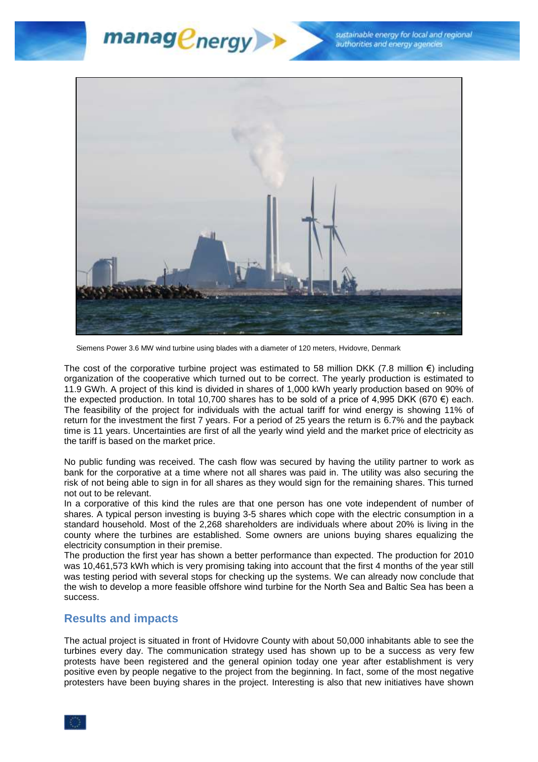Siemens Power 3.6 MW wind turbine using blades with a diameter of 120 meters, Hvidovre, Denmark

The cost of the corporative turbine project was estimated to 58 million DKK (7.8 million €) including organization of the cooperative which turned out to be correct. The yearly production is estimated to 11.9 GWh. A project of this kind is divided in shares of 1,000 kWh yearly production based on 90% of the expected production. In total 10,700 shares has to be sold of a price of 4,995 DKK (670 €) each. The feasibility of the project for individuals with the actual tariff for wind energy is showing 11% of return for the investment the first 7 years. For a period of 25 years the return is 6.7% and the payback time is 11 years. Uncertainties are first of all the yearly wind yield and the market price of electricity as the tariff is based on the market price.

No public funding was received. The cash flow was secured by having the utility partner to work as bank for the corporative at a time where not all shares was paid in. The utility was also securing the risk of not being able to sign in for all shares as they would sign for the remaining shares. This turned not out to be relevant.

In a corporative of this kind the rules are that one person has one vote independent of number of shares. A typical person investing is buying 3-5 shares which cope with the electric consumption in a standard household. Most of the 2,268 shareholders are individuals where about 20% is living in the county where the turbines are established. Some owners are unions buying shares equalizing the electricity consumption in their premise.

The production the first year has shown a better performance than expected. The production for 2010 was 10,461,573 kWh which is very promising taking into account that the first 4 months of the year still was testing period with several stops for checking up the systems. We can already now conclude that the wish to develop a more feasible offshore wind turbine for the North Sea and Baltic Sea has been a success.

## Results and impacts

The actual project is situated in front of Hvidovre County with about 50,000 inhabitants able to see the turbines every day. The communication strategy used has shown up to be a success as very few protests have been registered and the general opinion today one year after establishment is very positive even by people negative to the project from the beginning. In fact, some of the most negative protesters have been buying shares in the project. Interesting is also that new initiatives have shown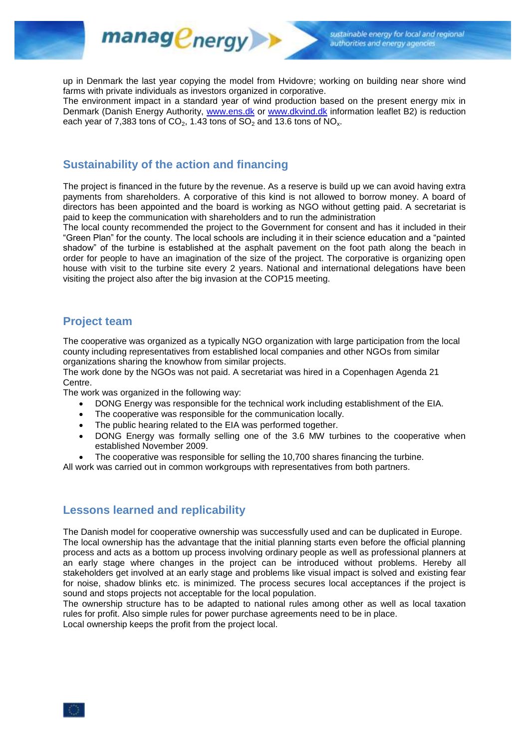up in Denmark the last year copying the model from Hvidovre; working on building near shore wind farms with private individuals as investors organized in corporative.
The environment impact in a standard year of wind production based on the present energy mix in Denmark (Danish Energy Authority, www.ens.dk or www.dkvind.dk information leaflet B2) is reduction each year of 7,383 tons of $CO_2$, 1.43 tons of $SO_2$ and 13.6 tons of $NO_x$.

## Sustainability of the action and financing

The project is financed in the future by the revenue. As a reserve is build up we can avoid having extra payments from shareholders. A corporative of this kind is not allowed to borrow money. A board of directors has been appointed and the board is working as NGO without getting paid. A secretariat is paid to keep the communication with shareholders and to run the administration
The local county recommended the project to the Government for consent and has it included in their "Green Plan" for the county. The local schools are including it in their science education and a "painted shadow" of the turbine is established at the asphalt pavement on the foot path along the beach in order for people to have an imagination of the size of the project. The corporative is organizing open house with visit to the turbine site every 2 years. National and international delegations have been visiting the project also after the big invasion at the COP15 meeting.

## Project team

The cooperative was organized as a typically NGO organization with large participation from the local county including representatives from established local companies and other NGOs from similar organizations sharing the knowhow from similar projects.
The work done by the NGOs was not paid. A secretariat was hired in a Copenhagen Agenda 21 Centre.
The work was organized in the following way:

- DONG Energy was responsible for the technical work including establishment of the EIA.
- The cooperative was responsible for the communication locally.
- The public hearing related to the EIA was performed together.
- DONG Energy was formally selling one of the 3.6 MW turbines to the cooperative when established November 2009.
- The cooperative was responsible for selling the 10,700 shares financing the turbine.

All work was carried out in common workgroups with representatives from both partners.

## Lessons learned and replicability

The Danish model for cooperative ownership was successfully used and can be duplicated in Europe.
The local ownership has the advantage that the initial planning starts even before the official planning process and acts as a bottom up process involving ordinary people as well as professional planners at an early stage where changes in the project can be introduced without problems. Hereby all stakeholders get involved at an early stage and problems like visual impact is solved and existing fear for noise, shadow blinks etc. is minimized. The process secures local acceptances if the project is sound and stops projects not acceptable for the local population.
The ownership structure has to be adapted to national rules among other as well as local taxation rules for profit. Also simple rules for power purchase agreements need to be in place.
Local ownership keeps the profit from the project local.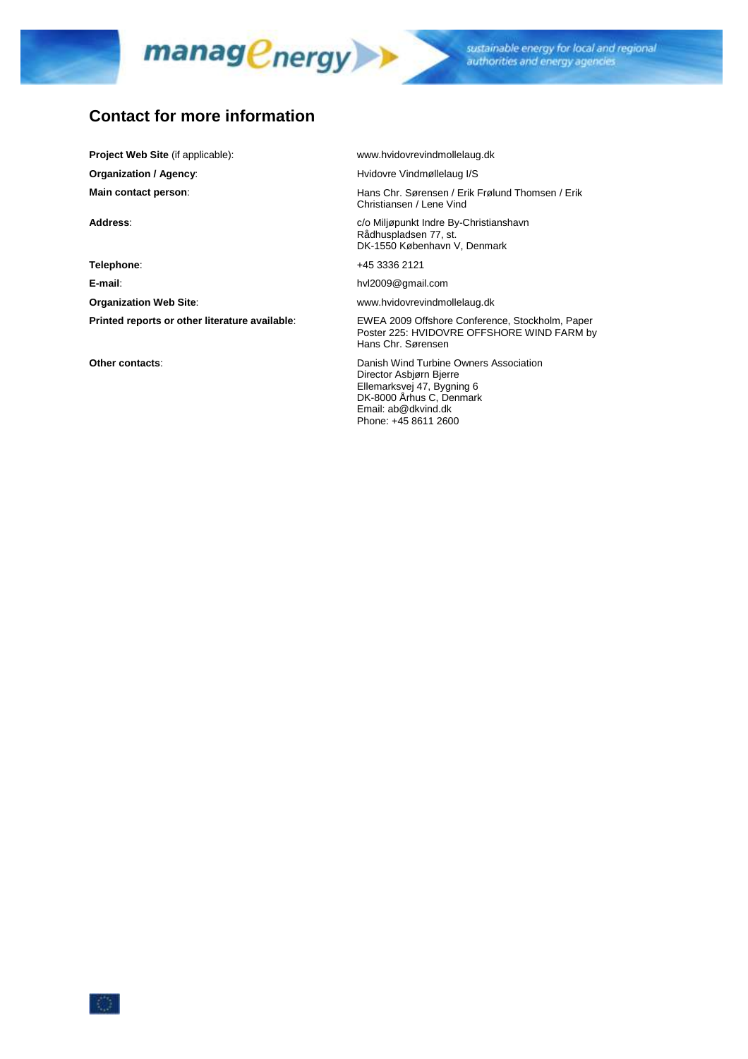## Contact for more information

| | |
|---|---|
| **Project Web Site** (if applicable): | www.hvidovrevindmollelaug.dk |
| **Organization / Agency**: | Hvidovre Vindmøllelaug I/S |
| **Main contact person**: | Hans Chr. Sørensen / Erik Frølund Thomsen / Erik Christiansen / Lene Vind |
| **Address**: | c/o Miljøpunkt Indre By-Christianshavn<br>Rådhuspladsen 77, st.<br>DK-1550 København V, Denmark |
| **Telephone**: | +45 3336 2121 |
| **E-mail**: | hvl2009@gmail.com |
| **Organization Web Site**: | www.hvidovrevindmollelaug.dk |
| **Printed reports or other literature available**: | EWEA 2009 Offshore Conference, Stockholm, Paper Poster 225: HVIDOVRE OFFSHORE WIND FARM by Hans Chr. Sørensen |
| **Other contacts**: | Danish Wind Turbine Owners Association<br>Director Asbjørn Bjerre<br>Ellemarksvej 47, Bygning 6<br>DK-8000 Århus C, Denmark<br>Email: ab@dkvind.dk<br>Phone: +45 8611 2600 |